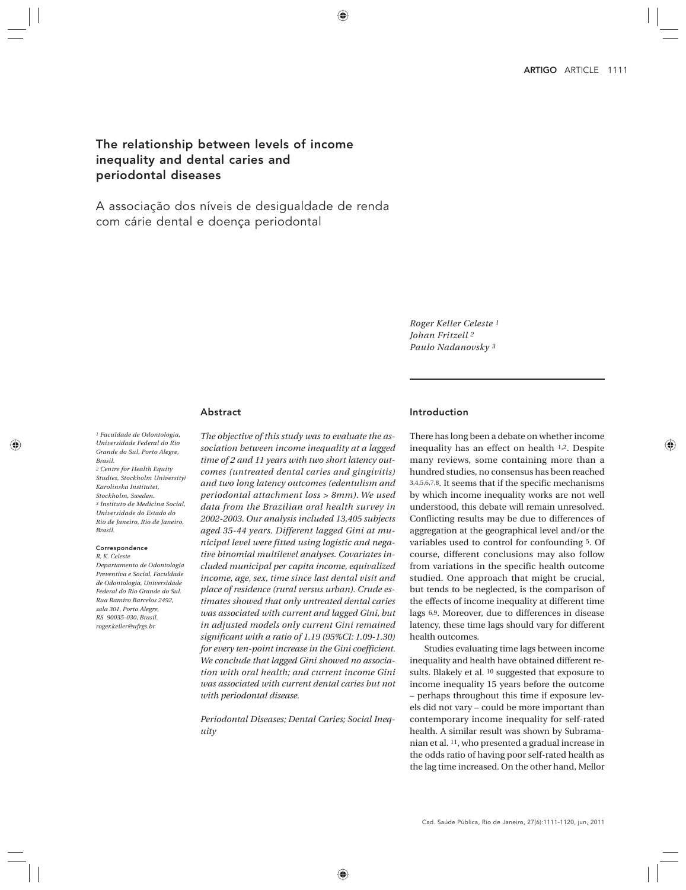# The relationship between levels of income inequality and dental caries and periodontal diseases

## A associação dos níveis de desigualdade de renda com cárie dental e doença periodontal

*Roger Keller Celeste* [1]
*Johan Fritzell* [2]
*Paulo Nadanovsky* [3]

[1] *Faculdade de Odontologia, Universidade Federal do Rio Grande do Sul, Porto Alegre, Brasil.*
[2] *Centre for Health Equity Studies, Stockholm University/Karolinska Institutet, Stockholm, Sweden.*
[3] *Instituto de Medicina Social, Universidade do Estado do Rio de Janeiro, Rio de Janeiro, Brasil.*

**Correspondence**
*R. K. Celeste*
*Departamento de Odontologia Preventiva e Social, Faculdade de Odontologia, Universidade Federal do Rio Grande do Sul.*
*Rua Ramiro Barcelos 2492, sala 301, Porto Alegre, RS 90035-030, Brasil.*
*roger.keller@ufrgs.br*

## Abstract

*The objective of this study was to evaluate the association between income inequality at a lagged time of 2 and 11 years with two short latency outcomes (untreated dental caries and gingivitis) and two long latency outcomes (edentulism and periodontal attachment loss > 8mm). We used data from the Brazilian oral health survey in 2002-2003. Our analysis included 13,405 subjects aged 35-44 years. Different lagged Gini at municipal level were fitted using logistic and negative binomial multilevel analyses. Covariates included municipal per capita income, equivalized income, age, sex, time since last dental visit and place of residence (rural versus urban). Crude estimates showed that only untreated dental caries was associated with current and lagged Gini, but in adjusted models only current Gini remained significant with a ratio of 1.19 (95%CI: 1.09-1.30) for every ten-point increase in the Gini coefficient. We conclude that lagged Gini showed no association with oral health; and current income Gini was associated with current dental caries but not with periodontal disease.*

*Periodontal Diseases; Dental Caries; Social Inequity*

## Introduction

There has long been a debate on whether income inequality has an effect on health [1,2]. Despite many reviews, some containing more than a hundred studies, no consensus has been reached [3,4,5,6,7,8]. It seems that if the specific mechanisms by which income inequality works are not well understood, this debate will remain unresolved. Conflicting results may be due to differences of aggregation at the geographical level and/or the variables used to control for confounding [5]. Of course, different conclusions may also follow from variations in the specific health outcome studied. One approach that might be crucial, but tends to be neglected, is the comparison of the effects of income inequality at different time lags [6,9]. Moreover, due to differences in disease latency, these time lags should vary for different health outcomes.

Studies evaluating time lags between income inequality and health have obtained different results. Blakely et al. [10] suggested that exposure to income inequality 15 years before the outcome – perhaps throughout this time if exposure levels did not vary – could be more important than contemporary income inequality for self-rated health. A similar result was shown by Subramanian et al. [11], who presented a gradual increase in the odds ratio of having poor self-rated health as the lag time increased. On the other hand, Mellor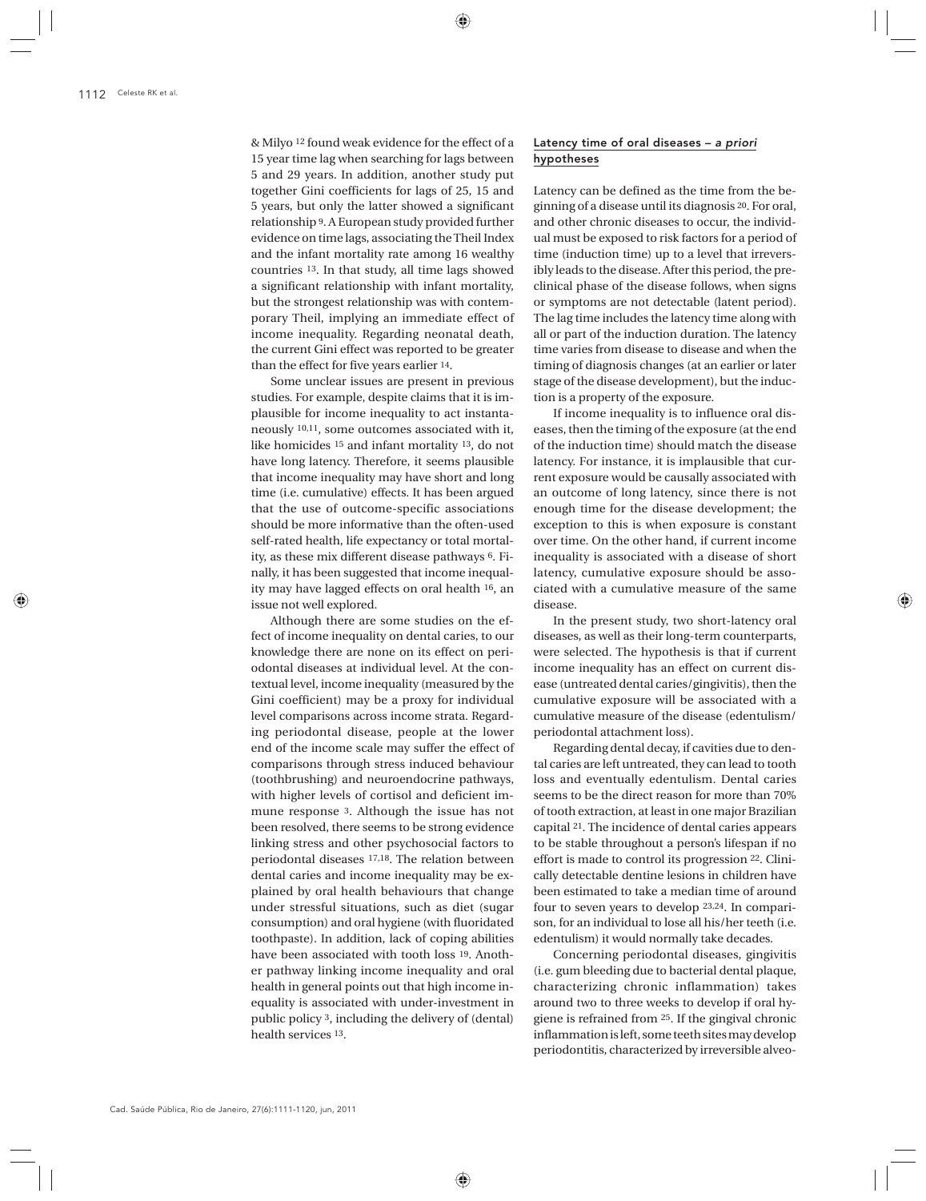& Milyo [12] found weak evidence for the effect of a 15 year time lag when searching for lags between 5 and 29 years. In addition, another study put together Gini coefficients for lags of 25, 15 and 5 years, but only the latter showed a significant relationship [9]. A European study provided further evidence on time lags, associating the Theil Index and the infant mortality rate among 16 wealthy countries [13]. In that study, all time lags showed a significant relationship with infant mortality, but the strongest relationship was with contemporary Theil, implying an immediate effect of income inequality. Regarding neonatal death, the current Gini effect was reported to be greater than the effect for five years earlier [14].

Some unclear issues are present in previous studies. For example, despite claims that it is implausible for income inequality to act instantaneously [10,11], some outcomes associated with it, like homicides [15] and infant mortality [13], do not have long latency. Therefore, it seems plausible that income inequality may have short and long time (i.e. cumulative) effects. It has been argued that the use of outcome-specific associations should be more informative than the often-used self-rated health, life expectancy or total mortality, as these mix different disease pathways [6]. Finally, it has been suggested that income inequality may have lagged effects on oral health [16], an issue not well explored.

Although there are some studies on the effect of income inequality on dental caries, to our knowledge there are none on its effect on periodontal diseases at individual level. At the contextual level, income inequality (measured by the Gini coefficient) may be a proxy for individual level comparisons across income strata. Regarding periodontal disease, people at the lower end of the income scale may suffer the effect of comparisons through stress induced behaviour (toothbrushing) and neuroendocrine pathways, with higher levels of cortisol and deficient immune response [3]. Although the issue has not been resolved, there seems to be strong evidence linking stress and other psychosocial factors to periodontal diseases [17,18]. The relation between dental caries and income inequality may be explained by oral health behaviours that change under stressful situations, such as diet (sugar consumption) and oral hygiene (with fluoridated toothpaste). In addition, lack of coping abilities have been associated with tooth loss [19]. Another pathway linking income inequality and oral health in general points out that high income inequality is associated with under-investment in public policy [3], including the delivery of (dental) health services [13].

## Latency time of oral diseases – *a priori* hypotheses

Latency can be defined as the time from the beginning of a disease until its diagnosis [20]. For oral, and other chronic diseases to occur, the individual must be exposed to risk factors for a period of time (induction time) up to a level that irreversibly leads to the disease. After this period, the preclinical phase of the disease follows, when signs or symptoms are not detectable (latent period). The lag time includes the latency time along with all or part of the induction duration. The latency time varies from disease to disease and when the timing of diagnosis changes (at an earlier or later stage of the disease development), but the induction is a property of the exposure.

If income inequality is to influence oral diseases, then the timing of the exposure (at the end of the induction time) should match the disease latency. For instance, it is implausible that current exposure would be causally associated with an outcome of long latency, since there is not enough time for the disease development; the exception to this is when exposure is constant over time. On the other hand, if current income inequality is associated with a disease of short latency, cumulative exposure should be associated with a cumulative measure of the same disease.

In the present study, two short-latency oral diseases, as well as their long-term counterparts, were selected. The hypothesis is that if current income inequality has an effect on current disease (untreated dental caries/gingivitis), then the cumulative exposure will be associated with a cumulative measure of the disease (edentulism/periodontal attachment loss).

Regarding dental decay, if cavities due to dental caries are left untreated, they can lead to tooth loss and eventually edentulism. Dental caries seems to be the direct reason for more than 70% of tooth extraction, at least in one major Brazilian capital [21]. The incidence of dental caries appears to be stable throughout a person's lifespan if no effort is made to control its progression [22]. Clinically detectable dentine lesions in children have been estimated to take a median time of around four to seven years to develop [23,24]. In comparison, for an individual to lose all his/her teeth (i.e. edentulism) it would normally take decades.

Concerning periodontal diseases, gingivitis (i.e. gum bleeding due to bacterial dental plaque, characterizing chronic inflammation) takes around two to three weeks to develop if oral hygiene is refrained from [25]. If the gingival chronic inflammation is left, some teeth sites may develop periodontitis, characterized by irreversible alveo-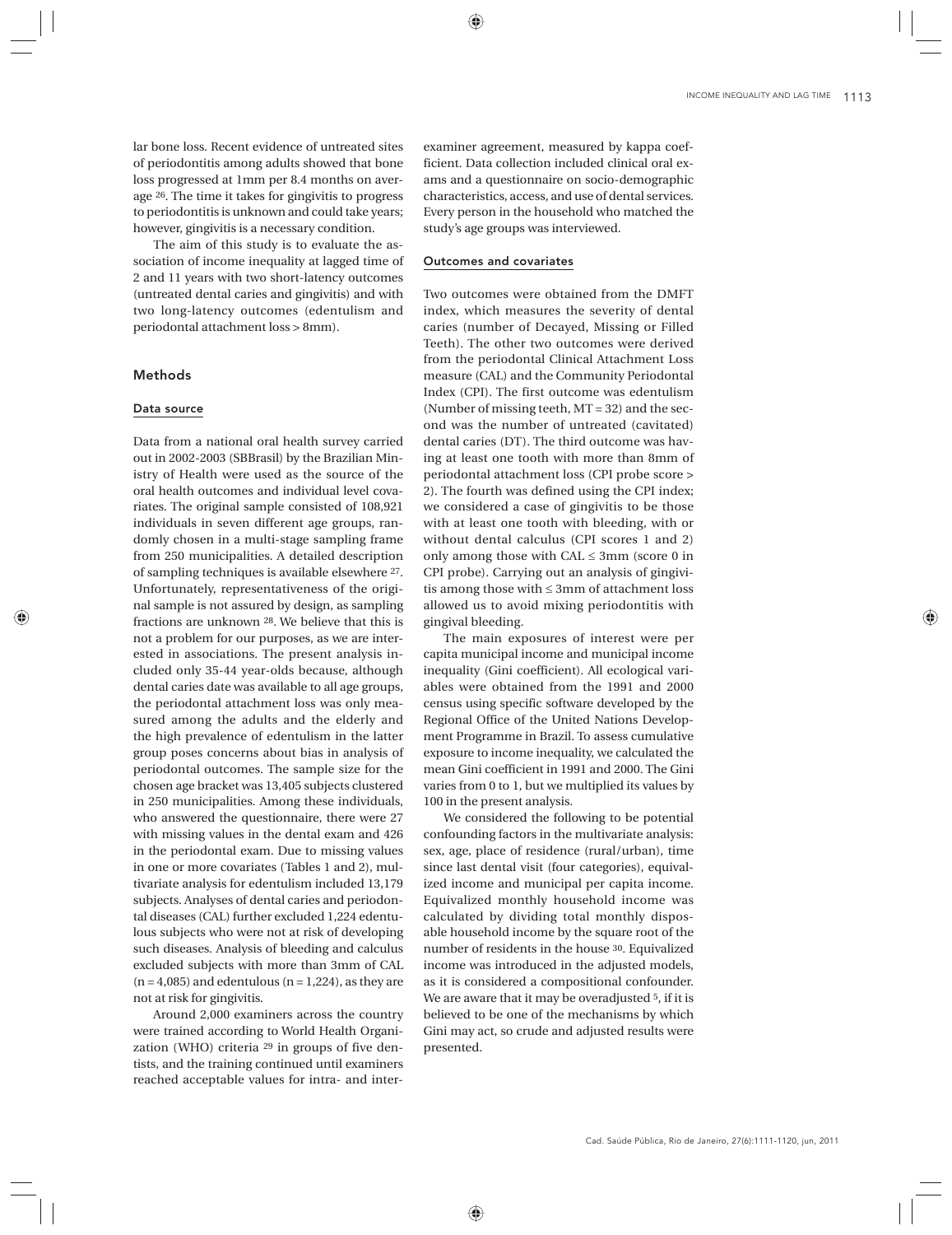lar bone loss. Recent evidence of untreated sites of periodontitis among adults showed that bone loss progressed at 1mm per 8.4 months on average [26]. The time it takes for gingivitis to progress to periodontitis is unknown and could take years; however, gingivitis is a necessary condition.

The aim of this study is to evaluate the association of income inequality at lagged time of 2 and 11 years with two short-latency outcomes (untreated dental caries and gingivitis) and with two long-latency outcomes (edentulism and periodontal attachment loss > 8mm).

## Methods

### Data source

Data from a national oral health survey carried out in 2002-2003 (SBBrasil) by the Brazilian Ministry of Health were used as the source of the oral health outcomes and individual level covariates. The original sample consisted of 108,921 individuals in seven different age groups, randomly chosen in a multi-stage sampling frame from 250 municipalities. A detailed description of sampling techniques is available elsewhere [27]. Unfortunately, representativeness of the original sample is not assured by design, as sampling fractions are unknown [28]. We believe that this is not a problem for our purposes, as we are interested in associations. The present analysis included only 35-44 year-olds because, although dental caries date was available to all age groups, the periodontal attachment loss was only measured among the adults and the elderly and the high prevalence of edentulism in the latter group poses concerns about bias in analysis of periodontal outcomes. The sample size for the chosen age bracket was 13,405 subjects clustered in 250 municipalities. Among these individuals, who answered the questionnaire, there were 27 with missing values in the dental exam and 426 in the periodontal exam. Due to missing values in one or more covariates (Tables 1 and 2), multivariate analysis for edentulism included 13,179 subjects. Analyses of dental caries and periodontal diseases (CAL) further excluded 1,224 edentulous subjects who were not at risk of developing such diseases. Analysis of bleeding and calculus excluded subjects with more than 3mm of CAL (n = 4,085) and edentulous (n = 1,224), as they are not at risk for gingivitis.

Around 2,000 examiners across the country were trained according to World Health Organization (WHO) criteria [29] in groups of five dentists, and the training continued until examiners reached acceptable values for intra- and inter-examiner agreement, measured by kappa coefficient. Data collection included clinical oral exams and a questionnaire on socio-demographic characteristics, access, and use of dental services. Every person in the household who matched the study's age groups was interviewed.

### Outcomes and covariates

Two outcomes were obtained from the DMFT index, which measures the severity of dental caries (number of Decayed, Missing or Filled Teeth). The other two outcomes were derived from the periodontal Clinical Attachment Loss measure (CAL) and the Community Periodontal Index (CPI). The first outcome was edentulism (Number of missing teeth, MT = 32) and the second was the number of untreated (cavitated) dental caries (DT). The third outcome was having at least one tooth with more than 8mm of periodontal attachment loss (CPI probe score > 2). The fourth was defined using the CPI index; we considered a case of gingivitis to be those with at least one tooth with bleeding, with or without dental calculus (CPI scores 1 and 2) only among those with CAL ≤ 3mm (score 0 in CPI probe). Carrying out an analysis of gingivitis among those with ≤ 3mm of attachment loss allowed us to avoid mixing periodontitis with gingival bleeding.

The main exposures of interest were per capita municipal income and municipal income inequality (Gini coefficient). All ecological variables were obtained from the 1991 and 2000 census using specific software developed by the Regional Office of the United Nations Development Programme in Brazil. To assess cumulative exposure to income inequality, we calculated the mean Gini coefficient in 1991 and 2000. The Gini varies from 0 to 1, but we multiplied its values by 100 in the present analysis.

We considered the following to be potential confounding factors in the multivariate analysis: sex, age, place of residence (rural/urban), time since last dental visit (four categories), equivalized income and municipal per capita income. Equivalized monthly household income was calculated by dividing total monthly disposable household income by the square root of the number of residents in the house [30]. Equivalized income was introduced in the adjusted models, as it is considered a compositional confounder. We are aware that it may be overadjusted [5], if it is believed to be one of the mechanisms by which Gini may act, so crude and adjusted results were presented.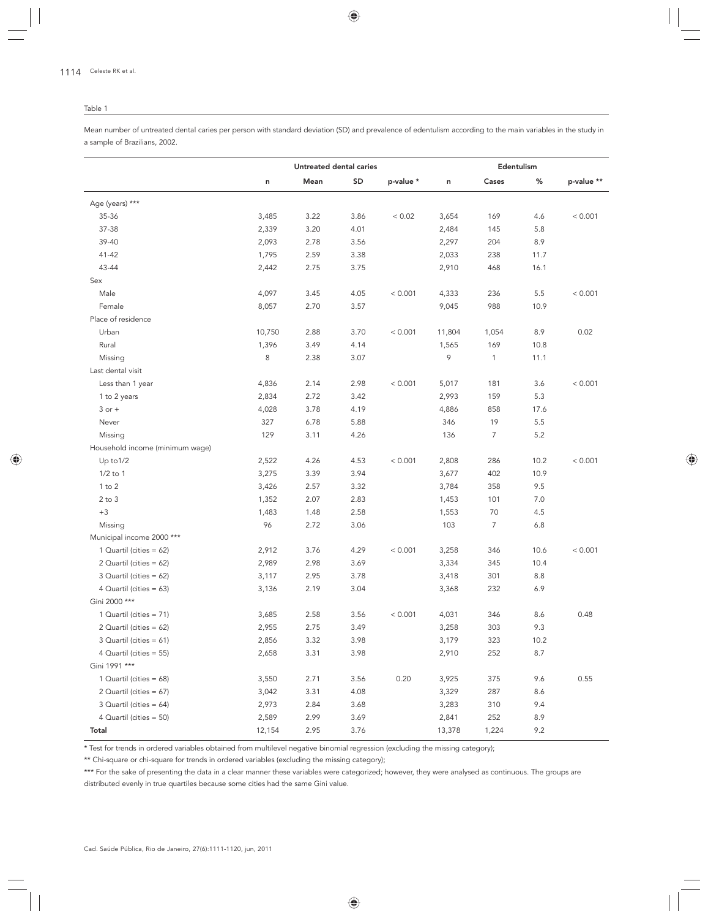Table 1

Mean number of untreated dental caries per person with standard deviation (SD) and prevalence of edentulism according to the main variables in the study in a sample of Brazilians, 2002.

| | Untreated dental caries | | | | Edentulism | | | |
|---|---|---|---|---|---|---|---|---|
| | n | Mean | SD | p-value * | n | Cases | % | p-value ** |
| Age (years) *** | | | | | | | | |
| 35-36 | 3,485 | 3.22 | 3.86 | < 0.02 | 3,654 | 169 | 4.6 | < 0.001 |
| 37-38 | 2,339 | 3.20 | 4.01 | | 2,484 | 145 | 5.8 | |
| 39-40 | 2,093 | 2.78 | 3.56 | | 2,297 | 204 | 8.9 | |
| 41-42 | 1,795 | 2.59 | 3.38 | | 2,033 | 238 | 11.7 | |
| 43-44 | 2,442 | 2.75 | 3.75 | | 2,910 | 468 | 16.1 | |
| Sex | | | | | | | | |
| Male | 4,097 | 3.45 | 4.05 | < 0.001 | 4,333 | 236 | 5.5 | < 0.001 |
| Female | 8,057 | 2.70 | 3.57 | | 9,045 | 988 | 10.9 | |
| Place of residence | | | | | | | | |
| Urban | 10,750 | 2.88 | 3.70 | < 0.001 | 11,804 | 1,054 | 8.9 | 0.02 |
| Rural | 1,396 | 3.49 | 4.14 | | 1,565 | 169 | 10.8 | |
| Missing | 8 | 2.38 | 3.07 | | 9 | 1 | 11.1 | |
| Last dental visit | | | | | | | | |
| Less than 1 year | 4,836 | 2.14 | 2.98 | < 0.001 | 5,017 | 181 | 3.6 | < 0.001 |
| 1 to 2 years | 2,834 | 2.72 | 3.42 | | 2,993 | 159 | 5.3 | |
| 3 or + | 4,028 | 3.78 | 4.19 | | 4,886 | 858 | 17.6 | |
| Never | 327 | 6.78 | 5.88 | | 346 | 19 | 5.5 | |
| Missing | 129 | 3.11 | 4.26 | | 136 | 7 | 5.2 | |
| Household income (minimum wage) | | | | | | | | |
| Up to1/2 | 2,522 | 4.26 | 4.53 | < 0.001 | 2,808 | 286 | 10.2 | < 0.001 |
| 1/2 to 1 | 3,275 | 3.39 | 3.94 | | 3,677 | 402 | 10.9 | |
| 1 to 2 | 3,426 | 2.57 | 3.32 | | 3,784 | 358 | 9.5 | |
| 2 to 3 | 1,352 | 2.07 | 2.83 | | 1,453 | 101 | 7.0 | |
| +3 | 1,483 | 1.48 | 2.58 | | 1,553 | 70 | 4.5 | |
| Missing | 96 | 2.72 | 3.06 | | 103 | 7 | 6.8 | |
| Municipal income 2000 *** | | | | | | | | |
| 1 Quartil (cities = 62) | 2,912 | 3.76 | 4.29 | < 0.001 | 3,258 | 346 | 10.6 | < 0.001 |
| 2 Quartil (cities = 62) | 2,989 | 2.98 | 3.69 | | 3,334 | 345 | 10.4 | |
| 3 Quartil (cities = 62) | 3,117 | 2.95 | 3.78 | | 3,418 | 301 | 8.8 | |
| 4 Quartil (cities = 63) | 3,136 | 2.19 | 3.04 | | 3,368 | 232 | 6.9 | |
| Gini 2000 *** | | | | | | | | |
| 1 Quartil (cities = 71) | 3,685 | 2.58 | 3.56 | < 0.001 | 4,031 | 346 | 8.6 | 0.48 |
| 2 Quartil (cities = 62) | 2,955 | 2.75 | 3.49 | | 3,258 | 303 | 9.3 | |
| 3 Quartil (cities = 61) | 2,856 | 3.32 | 3.98 | | 3,179 | 323 | 10.2 | |
| 4 Quartil (cities = 55) | 2,658 | 3.31 | 3.98 | | 2,910 | 252 | 8.7 | |
| Gini 1991 *** | | | | | | | | |
| 1 Quartil (cities = 68) | 3,550 | 2.71 | 3.56 | 0.20 | 3,925 | 375 | 9.6 | 0.55 |
| 2 Quartil (cities = 67) | 3,042 | 3.31 | 4.08 | | 3,329 | 287 | 8.6 | |
| 3 Quartil (cities = 64) | 2,973 | 2.84 | 3.68 | | 3,283 | 310 | 9.4 | |
| 4 Quartil (cities = 50) | 2,589 | 2.99 | 3.69 | | 2,841 | 252 | 8.9 | |
| **Total** | 12,154 | 2.95 | 3.76 | | 13,378 | 1,224 | 9.2 | |

* Test for trends in ordered variables obtained from multilevel negative binomial regression (excluding the missing category);

** Chi-square or chi-square for trends in ordered variables (excluding the missing category);

*** For the sake of presenting the data in a clear manner these variables were categorized; however, they were analysed as continuous. The groups are distributed evenly in true quartiles because some cities had the same Gini value.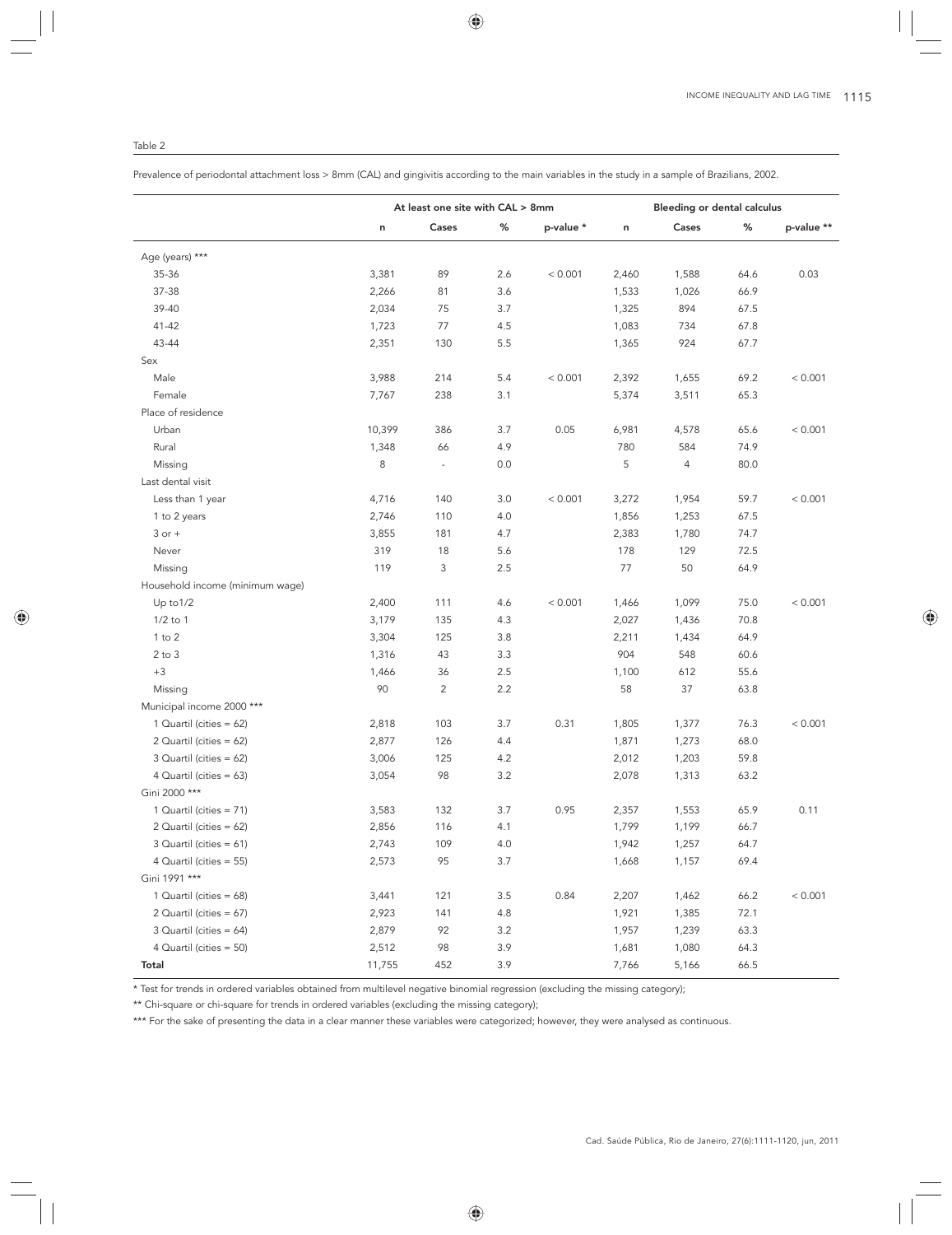Table 2

Prevalence of periodontal attachment loss > 8mm (CAL) and gingivitis according to the main variables in the study in a sample of Brazilians, 2002.

| | At least one site with CAL > 8mm | | | | Bleeding or dental calculus | | | |
|---|---|---|---|---|---|---|---|---|
| | n | Cases | % | p-value * | n | Cases | % | p-value ** |
| Age (years) *** | | | | | | | | |
| 35-36 | 3,381 | 89 | 2.6 | < 0.001 | 2,460 | 1,588 | 64.6 | 0.03 |
| 37-38 | 2,266 | 81 | 3.6 | | 1,533 | 1,026 | 66.9 | |
| 39-40 | 2,034 | 75 | 3.7 | | 1,325 | 894 | 67.5 | |
| 41-42 | 1,723 | 77 | 4.5 | | 1,083 | 734 | 67.8 | |
| 43-44 | 2,351 | 130 | 5.5 | | 1,365 | 924 | 67.7 | |
| Sex | | | | | | | | |
| Male | 3,988 | 214 | 5.4 | < 0.001 | 2,392 | 1,655 | 69.2 | < 0.001 |
| Female | 7,767 | 238 | 3.1 | | 5,374 | 3,511 | 65.3 | |
| Place of residence | | | | | | | | |
| Urban | 10,399 | 386 | 3.7 | 0.05 | 6,981 | 4,578 | 65.6 | < 0.001 |
| Rural | 1,348 | 66 | 4.9 | | 780 | 584 | 74.9 | |
| Missing | 8 | - | 0.0 | | 5 | 4 | 80.0 | |
| Last dental visit | | | | | | | | |
| Less than 1 year | 4,716 | 140 | 3.0 | < 0.001 | 3,272 | 1,954 | 59.7 | < 0.001 |
| 1 to 2 years | 2,746 | 110 | 4.0 | | 1,856 | 1,253 | 67.5 | |
| 3 or + | 3,855 | 181 | 4.7 | | 2,383 | 1,780 | 74.7 | |
| Never | 319 | 18 | 5.6 | | 178 | 129 | 72.5 | |
| Missing | 119 | 3 | 2.5 | | 77 | 50 | 64.9 | |
| Household income (minimum wage) | | | | | | | | |
| Up to1/2 | 2,400 | 111 | 4.6 | < 0.001 | 1,466 | 1,099 | 75.0 | < 0.001 |
| 1/2 to 1 | 3,179 | 135 | 4.3 | | 2,027 | 1,436 | 70.8 | |
| 1 to 2 | 3,304 | 125 | 3.8 | | 2,211 | 1,434 | 64.9 | |
| 2 to 3 | 1,316 | 43 | 3.3 | | 904 | 548 | 60.6 | |
| +3 | 1,466 | 36 | 2.5 | | 1,100 | 612 | 55.6 | |
| Missing | 90 | 2 | 2.2 | | 58 | 37 | 63.8 | |
| Municipal income 2000 *** | | | | | | | | |
| 1 Quartil (cities = 62) | 2,818 | 103 | 3.7 | 0.31 | 1,805 | 1,377 | 76.3 | < 0.001 |
| 2 Quartil (cities = 62) | 2,877 | 126 | 4.4 | | 1,871 | 1,273 | 68.0 | |
| 3 Quartil (cities = 62) | 3,006 | 125 | 4.2 | | 2,012 | 1,203 | 59.8 | |
| 4 Quartil (cities = 63) | 3,054 | 98 | 3.2 | | 2,078 | 1,313 | 63.2 | |
| Gini 2000 *** | | | | | | | | |
| 1 Quartil (cities = 71) | 3,583 | 132 | 3.7 | 0.95 | 2,357 | 1,553 | 65.9 | 0.11 |
| 2 Quartil (cities = 62) | 2,856 | 116 | 4.1 | | 1,799 | 1,199 | 66.7 | |
| 3 Quartil (cities = 61) | 2,743 | 109 | 4.0 | | 1,942 | 1,257 | 64.7 | |
| 4 Quartil (cities = 55) | 2,573 | 95 | 3.7 | | 1,668 | 1,157 | 69.4 | |
| Gini 1991 *** | | | | | | | | |
| 1 Quartil (cities = 68) | 3,441 | 121 | 3.5 | 0.84 | 2,207 | 1,462 | 66.2 | < 0.001 |
| 2 Quartil (cities = 67) | 2,923 | 141 | 4.8 | | 1,921 | 1,385 | 72.1 | |
| 3 Quartil (cities = 64) | 2,879 | 92 | 3.2 | | 1,957 | 1,239 | 63.3 | |
| 4 Quartil (cities = 50) | 2,512 | 98 | 3.9 | | 1,681 | 1,080 | 64.3 | |
| **Total** | 11,755 | 452 | 3.9 | | 7,766 | 5,166 | 66.5 | |

* Test for trends in ordered variables obtained from multilevel negative binomial regression (excluding the missing category);

** Chi-square or chi-square for trends in ordered variables (excluding the missing category);

*** For the sake of presenting the data in a clear manner these variables were categorized; however, they were analysed as continuous.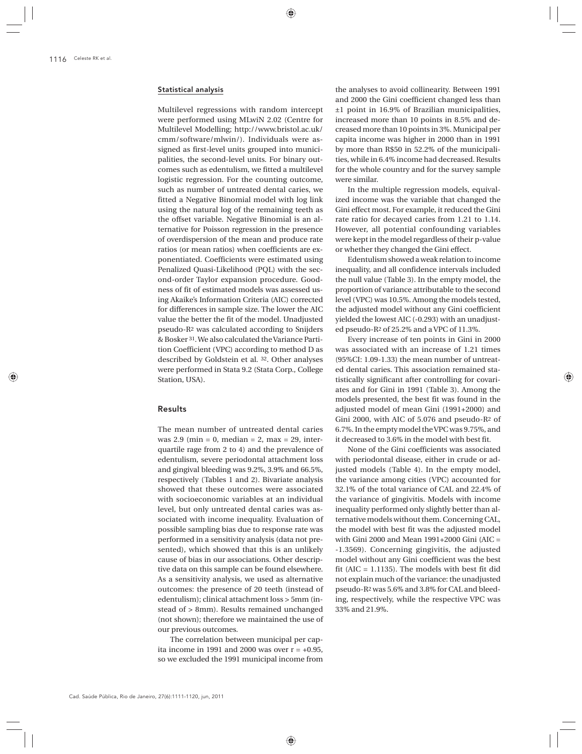#### Statistical analysis

Multilevel regressions with random intercept were performed using MLwiN 2.02 (Centre for Multilevel Modelling; http://www.bristol.ac.uk/cmm/software/mlwin/). Individuals were assigned as first-level units grouped into municipalities, the second-level units. For binary outcomes such as edentulism, we fitted a multilevel logistic regression. For the counting outcome, such as number of untreated dental caries, we fitted a Negative Binomial model with log link using the natural log of the remaining teeth as the offset variable. Negative Binomial is an alternative for Poisson regression in the presence of overdispersion of the mean and produce rate ratios (or mean ratios) when coefficients are exponentiated. Coefficients were estimated using Penalized Quasi-Likelihood (PQL) with the second-order Taylor expansion procedure. Goodness of fit of estimated models was assessed using Akaike's Information Criteria (AIC) corrected for differences in sample size. The lower the AIC value the better the fit of the model. Unadjusted pseudo-$R^2$ was calculated according to Snijders & Bosker [31]. We also calculated the Variance Partition Coefficient (VPC) according to method D as described by Goldstein et al. [32]. Other analyses were performed in Stata 9.2 (Stata Corp., College Station, USA).

## Results

The mean number of untreated dental caries was 2.9 (min = 0, median = 2, max = 29, interquartile rage from 2 to 4) and the prevalence of edentulism, severe periodontal attachment loss and gingival bleeding was 9.2%, 3.9% and 66.5%, respectively (Tables 1 and 2). Bivariate analysis showed that these outcomes were associated with socioeconomic variables at an individual level, but only untreated dental caries was associated with income inequality. Evaluation of possible sampling bias due to response rate was performed in a sensitivity analysis (data not presented), which showed that this is an unlikely cause of bias in our associations. Other descriptive data on this sample can be found elsewhere. As a sensitivity analysis, we used as alternative outcomes: the presence of 20 teeth (instead of edentulism); clinical attachment loss > 5mm (instead of > 8mm). Results remained unchanged (not shown); therefore we maintained the use of our previous outcomes.

The correlation between municipal per capita income in 1991 and 2000 was over r = +0.95, so we excluded the 1991 municipal income from the analyses to avoid collinearity. Between 1991 and 2000 the Gini coefficient changed less than ±1 point in 16.9% of Brazilian municipalities, increased more than 10 points in 8.5% and decreased more than 10 points in 3%. Municipal per capita income was higher in 2000 than in 1991 by more than R$50 in 52.2% of the municipalities, while in 6.4% income had decreased. Results for the whole country and for the survey sample were similar.

In the multiple regression models, equivalized income was the variable that changed the Gini effect most. For example, it reduced the Gini rate ratio for decayed caries from 1.21 to 1.14. However, all potential confounding variables were kept in the model regardless of their p-value or whether they changed the Gini effect.

Edentulism showed a weak relation to income inequality, and all confidence intervals included the null value (Table 3). In the empty model, the proportion of variance attributable to the second level (VPC) was 10.5%. Among the models tested, the adjusted model without any Gini coefficient yielded the lowest AIC (-0.293) with an unadjusted pseudo-$R^2$ of 25.2% and a VPC of 11.3%.

Every increase of ten points in Gini in 2000 was associated with an increase of 1.21 times (95%CI: 1.09-1.33) the mean number of untreated dental caries. This association remained statistically significant after controlling for covariates and for Gini in 1991 (Table 3). Among the models presented, the best fit was found in the adjusted model of mean Gini (1991+2000) and Gini 2000, with AIC of 5.076 and pseudo-$R^2$ of 6.7%. In the empty model the VPC was 9.75%, and it decreased to 3.6% in the model with best fit.

None of the Gini coefficients was associated with periodontal disease, either in crude or adjusted models (Table 4). In the empty model, the variance among cities (VPC) accounted for 32.1% of the total variance of CAL and 22.4% of the variance of gingivitis. Models with income inequality performed only slightly better than alternative models without them. Concerning CAL, the model with best fit was the adjusted model with Gini 2000 and Mean 1991+2000 Gini (AIC = -1.3569). Concerning gingivitis, the adjusted model without any Gini coefficient was the best fit (AIC = 1.1135). The models with best fit did not explain much of the variance: the unadjusted pseudo-$R^2$ was 5.6% and 3.8% for CAL and bleeding, respectively, while the respective VPC was 33% and 21.9%.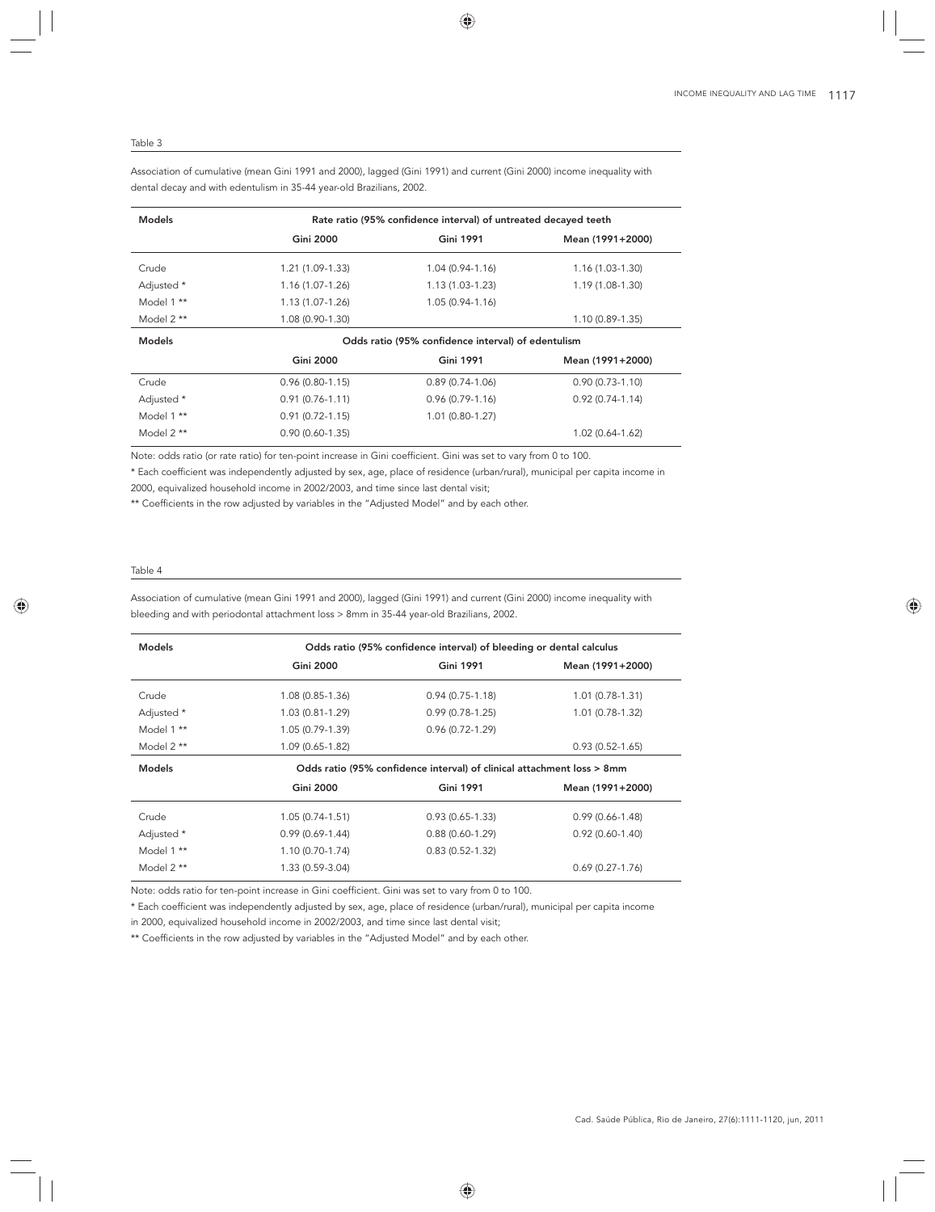Table 3

Association of cumulative (mean Gini 1991 and 2000), lagged (Gini 1991) and current (Gini 2000) income inequality with dental decay and with edentulism in 35-44 year-old Brazilians, 2002.

| Models | Rate ratio (95% confidence interval) of untreated decayed teeth | | |
|---|---|---|---|
| | Gini 2000 | Gini 1991 | Mean (1991+2000) |
| Crude | 1.21 (1.09-1.33) | 1.04 (0.94-1.16) | 1.16 (1.03-1.30) |
| Adjusted * | 1.16 (1.07-1.26) | 1.13 (1.03-1.23) | 1.19 (1.08-1.30) |
| Model 1 ** | 1.13 (1.07-1.26) | 1.05 (0.94-1.16) | |
| Model 2 ** | 1.08 (0.90-1.30) | | 1.10 (0.89-1.35) |
| **Models** | **Odds ratio (95% confidence interval) of edentulism** | | |
| | **Gini 2000** | **Gini 1991** | **Mean (1991+2000)** |
| Crude | 0.96 (0.80-1.15) | 0.89 (0.74-1.06) | 0.90 (0.73-1.10) |
| Adjusted * | 0.91 (0.76-1.11) | 0.96 (0.79-1.16) | 0.92 (0.74-1.14) |
| Model 1 ** | 0.91 (0.72-1.15) | 1.01 (0.80-1.27) | |
| Model 2 ** | 0.90 (0.60-1.35) | | 1.02 (0.64-1.62) |

Note: odds ratio (or rate ratio) for ten-point increase in Gini coefficient. Gini was set to vary from 0 to 100.

* Each coefficient was independently adjusted by sex, age, place of residence (urban/rural), municipal per capita income in 2000, equivalized household income in 2002/2003, and time since last dental visit;

** Coefficients in the row adjusted by variables in the "Adjusted Model" and by each other.

Table 4

Association of cumulative (mean Gini 1991 and 2000), lagged (Gini 1991) and current (Gini 2000) income inequality with bleeding and with periodontal attachment loss > 8mm in 35-44 year-old Brazilians, 2002.

| Models | Odds ratio (95% confidence interval) of bleeding or dental calculus | | |
|---|---|---|---|
| | Gini 2000 | Gini 1991 | Mean (1991+2000) |
| Crude | 1.08 (0.85-1.36) | 0.94 (0.75-1.18) | 1.01 (0.78-1.31) |
| Adjusted * | 1.03 (0.81-1.29) | 0.99 (0.78-1.25) | 1.01 (0.78-1.32) |
| Model 1 ** | 1.05 (0.79-1.39) | 0.96 (0.72-1.29) | |
| Model 2 ** | 1.09 (0.65-1.82) | | 0.93 (0.52-1.65) |
| **Models** | **Odds ratio (95% confidence interval) of clinical attachment loss > 8mm** | | |
| | **Gini 2000** | **Gini 1991** | **Mean (1991+2000)** |
| Crude | 1.05 (0.74-1.51) | 0.93 (0.65-1.33) | 0.99 (0.66-1.48) |
| Adjusted * | 0.99 (0.69-1.44) | 0.88 (0.60-1.29) | 0.92 (0.60-1.40) |
| Model 1 ** | 1.10 (0.70-1.74) | 0.83 (0.52-1.32) | |
| Model 2 ** | 1.33 (0.59-3.04) | | 0.69 (0.27-1.76) |

Note: odds ratio for ten-point increase in Gini coefficient. Gini was set to vary from 0 to 100.

* Each coefficient was independently adjusted by sex, age, place of residence (urban/rural), municipal per capita income in 2000, equivalized household income in 2002/2003, and time since last dental visit;

** Coefficients in the row adjusted by variables in the "Adjusted Model" and by each other.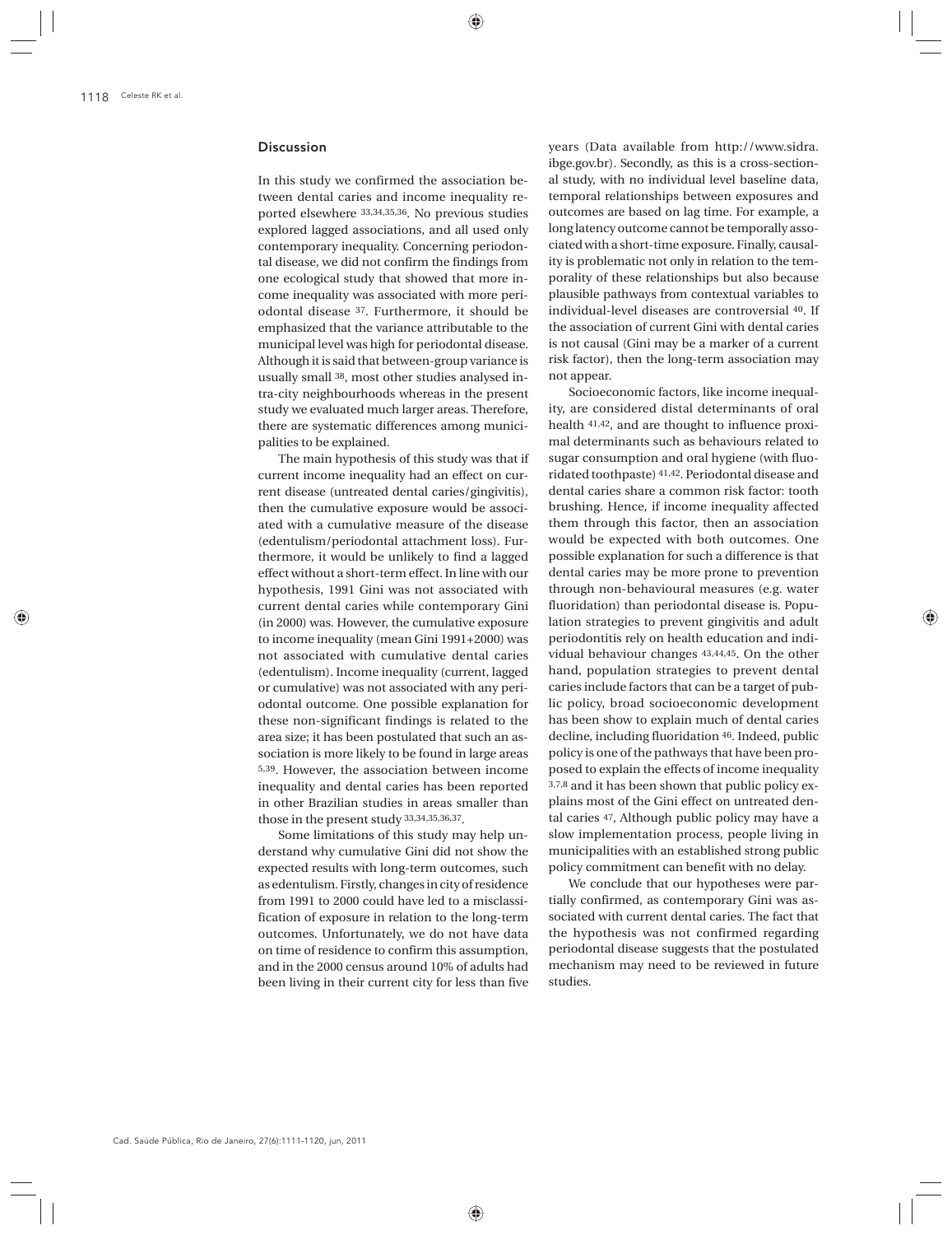## Discussion

In this study we confirmed the association between dental caries and income inequality reported elsewhere [33,34,35,36]. No previous studies explored lagged associations, and all used only contemporary inequality. Concerning periodontal disease, we did not confirm the findings from one ecological study that showed that more income inequality was associated with more periodontal disease [37]. Furthermore, it should be emphasized that the variance attributable to the municipal level was high for periodontal disease. Although it is said that between-group variance is usually small [38], most other studies analysed intra-city neighbourhoods whereas in the present study we evaluated much larger areas. Therefore, there are systematic differences among municipalities to be explained.

The main hypothesis of this study was that if current income inequality had an effect on current disease (untreated dental caries/gingivitis), then the cumulative exposure would be associated with a cumulative measure of the disease (edentulism/periodontal attachment loss). Furthermore, it would be unlikely to find a lagged effect without a short-term effect. In line with our hypothesis, 1991 Gini was not associated with current dental caries while contemporary Gini (in 2000) was. However, the cumulative exposure to income inequality (mean Gini 1991+2000) was not associated with cumulative dental caries (edentulism). Income inequality (current, lagged or cumulative) was not associated with any periodontal outcome. One possible explanation for these non-significant findings is related to the area size; it has been postulated that such an association is more likely to be found in large areas [5,39]. However, the association between income inequality and dental caries has been reported in other Brazilian studies in areas smaller than those in the present study [33,34,35,36,37].

Some limitations of this study may help understand why cumulative Gini did not show the expected results with long-term outcomes, such as edentulism. Firstly, changes in city of residence from 1991 to 2000 could have led to a misclassification of exposure in relation to the long-term outcomes. Unfortunately, we do not have data on time of residence to confirm this assumption, and in the 2000 census around 10% of adults had been living in their current city for less than five years (Data available from http://www.sidra.ibge.gov.br). Secondly, as this is a cross-sectional study, with no individual level baseline data, temporal relationships between exposures and outcomes are based on lag time. For example, a long latency outcome cannot be temporally associated with a short-time exposure. Finally, causality is problematic not only in relation to the temporality of these relationships but also because plausible pathways from contextual variables to individual-level diseases are controversial [40]. If the association of current Gini with dental caries is not causal (Gini may be a marker of a current risk factor), then the long-term association may not appear.

Socioeconomic factors, like income inequality, are considered distal determinants of oral health [41,42], and are thought to influence proximal determinants such as behaviours related to sugar consumption and oral hygiene (with fluoridated toothpaste) [41,42]. Periodontal disease and dental caries share a common risk factor: tooth brushing. Hence, if income inequality affected them through this factor, then an association would be expected with both outcomes. One possible explanation for such a difference is that dental caries may be more prone to prevention through non-behavioural measures (e.g. water fluoridation) than periodontal disease is. Population strategies to prevent gingivitis and adult periodontitis rely on health education and individual behaviour changes [43,44,45]. On the other hand, population strategies to prevent dental caries include factors that can be a target of public policy, broad socioeconomic development has been show to explain much of dental caries decline, including fluoridation [46]. Indeed, public policy is one of the pathways that have been proposed to explain the effects of income inequality [3,7,8] and it has been shown that public policy explains most of the Gini effect on untreated dental caries [47], Although public policy may have a slow implementation process, people living in municipalities with an established strong public policy commitment can benefit with no delay.

We conclude that our hypotheses were partially confirmed, as contemporary Gini was associated with current dental caries. The fact that the hypothesis was not confirmed regarding periodontal disease suggests that the postulated mechanism may need to be reviewed in future studies.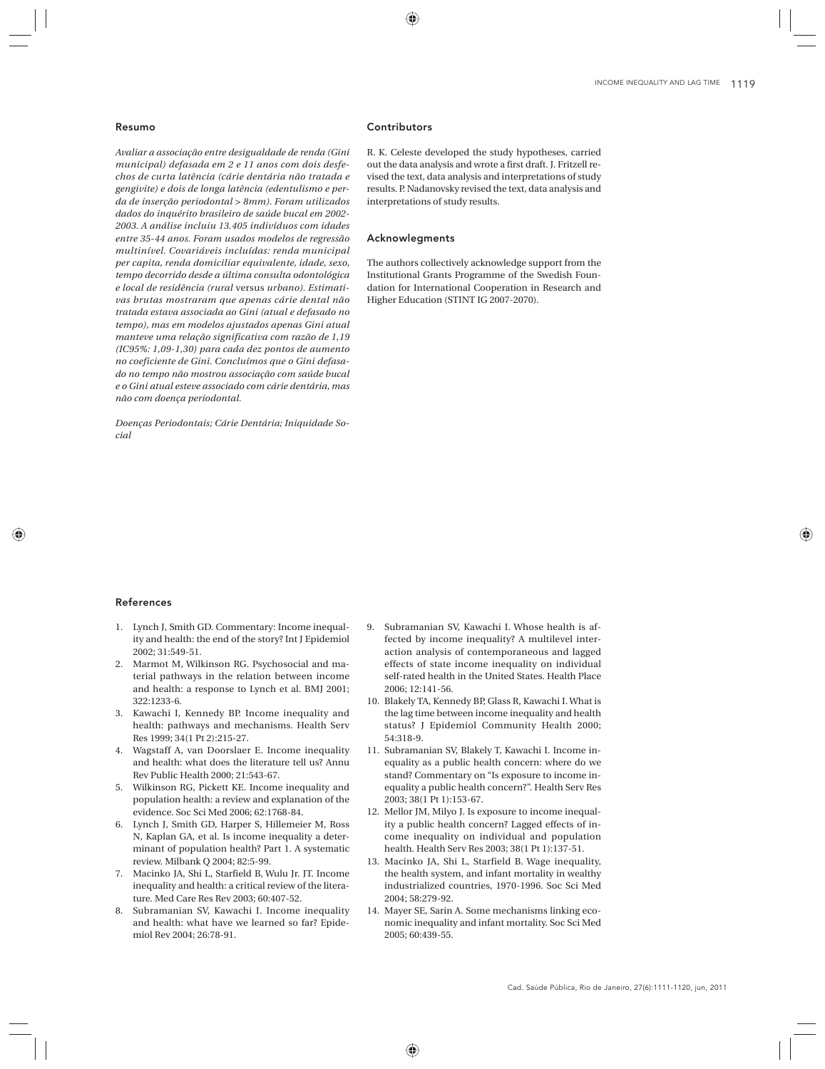## Resumo

*Avaliar a associação entre desigualdade de renda (Gini municipal) defasada em 2 e 11 anos com dois desfechos de curta latência (cárie dentária não tratada e gengivite) e dois de longa latência (edentulismo e perda de inserção periodontal > 8mm). Foram utilizados dados do inquérito brasileiro de saúde bucal em 2002-2003. A análise incluiu 13.405 indivíduos com idades entre 35-44 anos. Foram usados modelos de regressão multinível. Covariáveis incluídas: renda municipal per capita, renda domiciliar equivalente, idade, sexo, tempo decorrido desde a última consulta odontológica e local de residência (rural* versus *urbano). Estimativas brutas mostraram que apenas cárie dental não tratada estava associada ao Gini (atual e defasado no tempo), mas em modelos ajustados apenas Gini atual manteve uma relação significativa com razão de 1,19 (IC95%: 1,09-1,30) para cada dez pontos de aumento no coeficiente de Gini. Concluímos que o Gini defasado no tempo não mostrou associação com saúde bucal e o Gini atual esteve associado com cárie dentária, mas não com doença periodontal.*

*Doenças Periodontais; Cárie Dentária; Iniquidade Social*

## Contributors

R. K. Celeste developed the study hypotheses, carried out the data analysis and wrote a first draft. J. Fritzell revised the text, data analysis and interpretations of study results. P. Nadanovsky revised the text, data analysis and interpretations of study results.

## Acknowlegments

The authors collectively acknowledge support from the Institutional Grants Programme of the Swedish Foundation for International Cooperation in Research and Higher Education (STINT IG 2007-2070).

## References

1. Lynch J, Smith GD. Commentary: Income inequality and health: the end of the story? Int J Epidemiol 2002; 31:549-51.
2. Marmot M, Wilkinson RG. Psychosocial and material pathways in the relation between income and health: a response to Lynch et al. BMJ 2001; 322:1233-6.
3. Kawachi I, Kennedy BP. Income inequality and health: pathways and mechanisms. Health Serv Res 1999; 34(1 Pt 2):215-27.
4. Wagstaff A, van Doorslaer E. Income inequality and health: what does the literature tell us? Annu Rev Public Health 2000; 21:543-67.
5. Wilkinson RG, Pickett KE. Income inequality and population health: a review and explanation of the evidence. Soc Sci Med 2006; 62:1768-84.
6. Lynch J, Smith GD, Harper S, Hillemeier M, Ross N, Kaplan GA, et al. Is income inequality a determinant of population health? Part 1. A systematic review. Milbank Q 2004; 82:5-99.
7. Macinko JA, Shi L, Starfield B, Wulu Jr. JT. Income inequality and health: a critical review of the literature. Med Care Res Rev 2003; 60:407-52.
8. Subramanian SV, Kawachi I. Income inequality and health: what have we learned so far? Epidemiol Rev 2004; 26:78-91.
9. Subramanian SV, Kawachi I. Whose health is affected by income inequality? A multilevel interaction analysis of contemporaneous and lagged effects of state income inequality on individual self-rated health in the United States. Health Place 2006; 12:141-56.
10. Blakely TA, Kennedy BP, Glass R, Kawachi I. What is the lag time between income inequality and health status? J Epidemiol Community Health 2000; 54:318-9.
11. Subramanian SV, Blakely T, Kawachi I. Income inequality as a public health concern: where do we stand? Commentary on "Is exposure to income inequality a public health concern?". Health Serv Res 2003; 38(1 Pt 1):153-67.
12. Mellor JM, Milyo J. Is exposure to income inequality a public health concern? Lagged effects of income inequality on individual and population health. Health Serv Res 2003; 38(1 Pt 1):137-51.
13. Macinko JA, Shi L, Starfield B. Wage inequality, the health system, and infant mortality in wealthy industrialized countries, 1970-1996. Soc Sci Med 2004; 58:279-92.
14. Mayer SE, Sarin A. Some mechanisms linking economic inequality and infant mortality. Soc Sci Med 2005; 60:439-55.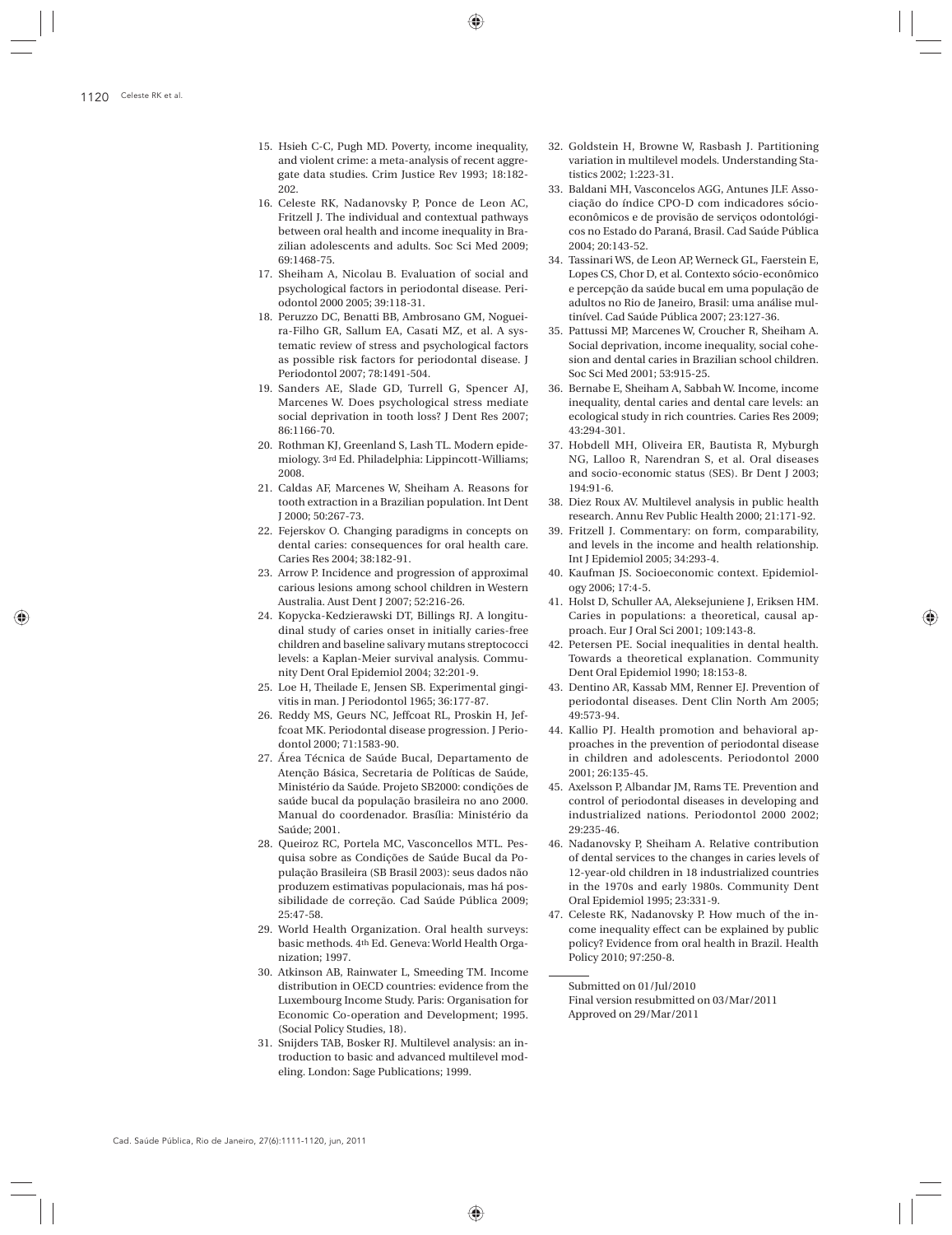15. Hsieh C-C, Pugh MD. Poverty, income inequality, and violent crime: a meta-analysis of recent aggregate data studies. Crim Justice Rev 1993; 18:182-202.
16. Celeste RK, Nadanovsky P, Ponce de Leon AC, Fritzell J. The individual and contextual pathways between oral health and income inequality in Brazilian adolescents and adults. Soc Sci Med 2009; 69:1468-75.
17. Sheiham A, Nicolau B. Evaluation of social and psychological factors in periodontal disease. Periodontol 2000 2005; 39:118-31.
18. Peruzzo DC, Benatti BB, Ambrosano GM, Nogueira-Filho GR, Sallum EA, Casati MZ, et al. A systematic review of stress and psychological factors as possible risk factors for periodontal disease. J Periodontol 2007; 78:1491-504.
19. Sanders AE, Slade GD, Turrell G, Spencer AJ, Marcenes W. Does psychological stress mediate social deprivation in tooth loss? J Dent Res 2007; 86:1166-70.
20. Rothman KJ, Greenland S, Lash TL. Modern epidemiology. 3rd Ed. Philadelphia: Lippincott-Williams; 2008.
21. Caldas AF, Marcenes W, Sheiham A. Reasons for tooth extraction in a Brazilian population. Int Dent J 2000; 50:267-73.
22. Fejerskov O. Changing paradigms in concepts on dental caries: consequences for oral health care. Caries Res 2004; 38:182-91.
23. Arrow P. Incidence and progression of approximal carious lesions among school children in Western Australia. Aust Dent J 2007; 52:216-26.
24. Kopycka-Kedzierawski DT, Billings RJ. A longitudinal study of caries onset in initially caries-free children and baseline salivary mutans streptococci levels: a Kaplan-Meier survival analysis. Community Dent Oral Epidemiol 2004; 32:201-9.
25. Loe H, Theilade E, Jensen SB. Experimental gingivitis in man. J Periodontol 1965; 36:177-87.
26. Reddy MS, Geurs NC, Jeffcoat RL, Proskin H, Jeffcoat MK. Periodontal disease progression. J Periodontol 2000; 71:1583-90.
27. Área Técnica de Saúde Bucal, Departamento de Atenção Básica, Secretaria de Políticas de Saúde, Ministério da Saúde. Projeto SB2000: condições de saúde bucal da população brasileira no ano 2000. Manual do coordenador. Brasília: Ministério da Saúde; 2001.
28. Queiroz RC, Portela MC, Vasconcellos MTL. Pesquisa sobre as Condições de Saúde Bucal da População Brasileira (SB Brasil 2003): seus dados não produzem estimativas populacionais, mas há possibilidade de correção. Cad Saúde Pública 2009; 25:47-58.
29. World Health Organization. Oral health surveys: basic methods. 4th Ed. Geneva: World Health Organization; 1997.
30. Atkinson AB, Rainwater L, Smeeding TM. Income distribution in OECD countries: evidence from the Luxembourg Income Study. Paris: Organisation for Economic Co-operation and Development; 1995. (Social Policy Studies, 18).
31. Snijders TAB, Bosker RJ. Multilevel analysis: an introduction to basic and advanced multilevel modeling. London: Sage Publications; 1999.
32. Goldstein H, Browne W, Rasbash J. Partitioning variation in multilevel models. Understanding Statistics 2002; 1:223-31.
33. Baldani MH, Vasconcelos AGG, Antunes JLF. Associação do índice CPO-D com indicadores sócio-econômicos e de provisão de serviços odontológicos no Estado do Paraná, Brasil. Cad Saúde Pública 2004; 20:143-52.
34. Tassinari WS, de Leon AP, Werneck GL, Faerstein E, Lopes CS, Chor D, et al. Contexto sócio-econômico e percepção da saúde bucal em uma população de adultos no Rio de Janeiro, Brasil: uma análise multinível. Cad Saúde Pública 2007; 23:127-36.
35. Pattussi MP, Marcenes W, Croucher R, Sheiham A. Social deprivation, income inequality, social cohesion and dental caries in Brazilian school children. Soc Sci Med 2001; 53:915-25.
36. Bernabe E, Sheiham A, Sabbah W. Income, income inequality, dental caries and dental care levels: an ecological study in rich countries. Caries Res 2009; 43:294-301.
37. Hobdell MH, Oliveira ER, Bautista R, Myburgh NG, Lalloo R, Narendran S, et al. Oral diseases and socio-economic status (SES). Br Dent J 2003; 194:91-6.
38. Diez Roux AV. Multilevel analysis in public health research. Annu Rev Public Health 2000; 21:171-92.
39. Fritzell J. Commentary: on form, comparability, and levels in the income and health relationship. Int J Epidemiol 2005; 34:293-4.
40. Kaufman JS. Socioeconomic context. Epidemiology 2006; 17:4-5.
41. Holst D, Schuller AA, Aleksejuniene J, Eriksen HM. Caries in populations: a theoretical, causal approach. Eur J Oral Sci 2001; 109:143-8.
42. Petersen PE. Social inequalities in dental health. Towards a theoretical explanation. Community Dent Oral Epidemiol 1990; 18:153-8.
43. Dentino AR, Kassab MM, Renner EJ. Prevention of periodontal diseases. Dent Clin North Am 2005; 49:573-94.
44. Kallio PJ. Health promotion and behavioral approaches in the prevention of periodontal disease in children and adolescents. Periodontol 2000 2001; 26:135-45.
45. Axelsson P, Albandar JM, Rams TE. Prevention and control of periodontal diseases in developing and industrialized nations. Periodontol 2000 2002; 29:235-46.
46. Nadanovsky P, Sheiham A. Relative contribution of dental services to the changes in caries levels of 12-year-old children in 18 industrialized countries in the 1970s and early 1980s. Community Dent Oral Epidemiol 1995; 23:331-9.
47. Celeste RK, Nadanovsky P. How much of the income inequality effect can be explained by public policy? Evidence from oral health in Brazil. Health Policy 2010; 97:250-8.

Submitted on 01/Jul/2010
Final version resubmitted on 03/Mar/2011
Approved on 29/Mar/2011